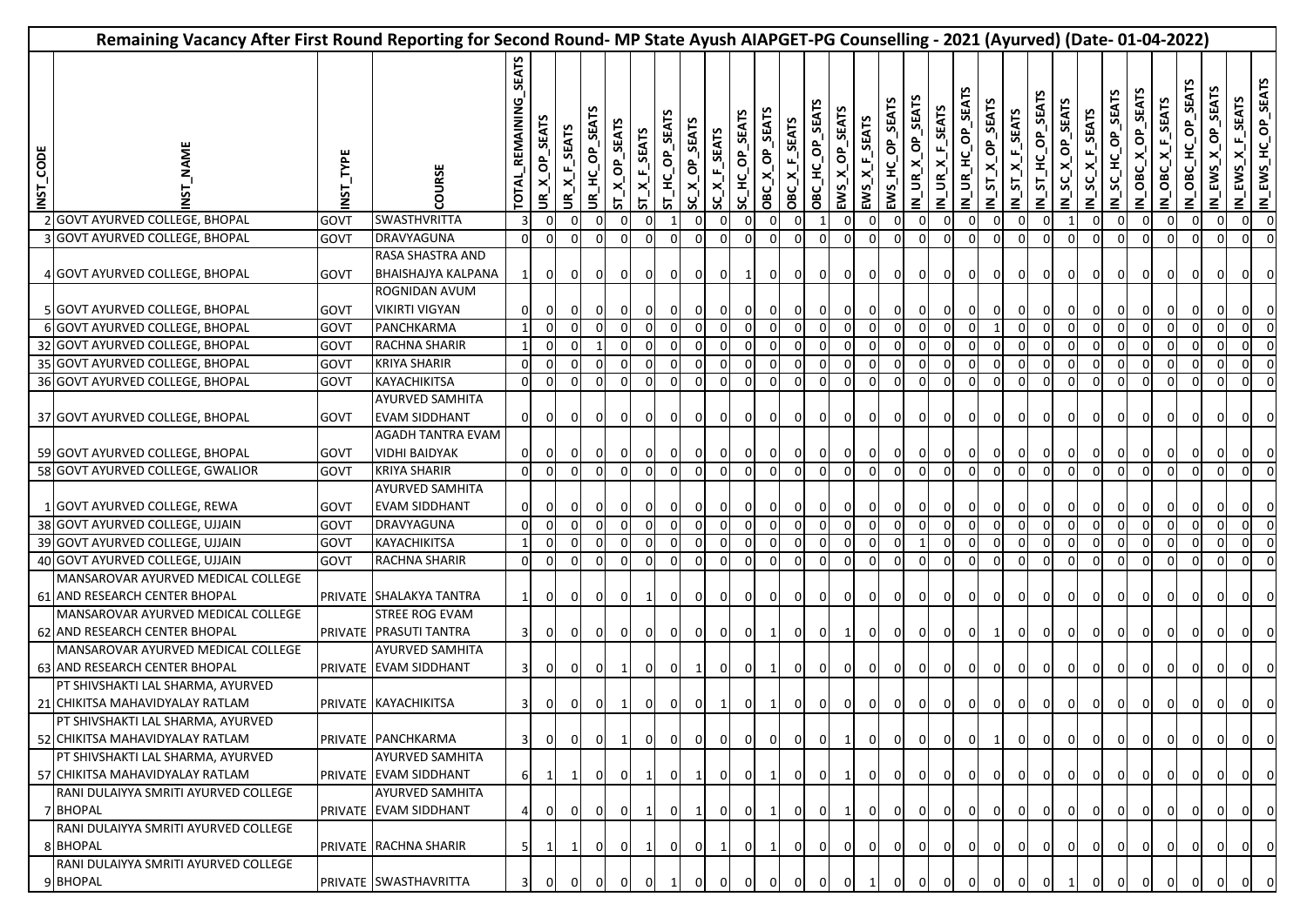# Remaining Vacancy After First Round Reporting for Second Round- MP State Ayush AIAPGET-PG Counselling - 2021 (Ayurved) (Date- 01-04-2022)

| INST_CODE | INST_NAME | INST_TYPE | COURSE | TOTAL_REMAINING_SEATS | UR_X_OP_SEATS | UR_X_F_SEATS | UR_HC_OP_SEATS | ST_X_OP_SEATS | ST_X_F_SEATS | ST_HC_OP_SEATS | SC_X_OP_SEATS | SC_X_F_SEATS | SC_HC_OP_SEATS | OBC_X_OP_SEATS | OBC_X_F_SEATS | OBC_HC_OP_SEATS | EWS_X_OP_SEATS | EWS_X_F_SEATS | EWS_HC_OP_SEATS | IN_UR_X_OP_SEATS | IN_UR_X_F_SEATS | IN_UR_HC_OP_SEATS | IN_ST_X_OP_SEATS | IN_ST_X_F_SEATS | IN_ST_HC_OP_SEATS | IN_SC_X_OP_SEATS | IN_SC_X_F_SEATS | IN_SC_HC_OP_SEATS | IN_OBC_X_OP_SEATS | IN_OBC_X_F_SEATS | IN_OBC_HC_OP_SEATS | IN_EWS_X_OP_SEATS | IN_EWS_X_F_SEATS | IN_EWS_HC_OP_SEATS |
|---|---|---|---|---|---|---|---|---|---|---|---|---|---|---|---|---|---|---|---|---|---|---|---|---|---|---|---|---|---|---|---|---|---|---|
| 2 | GOVT AYURVED COLLEGE, BHOPAL | GOVT | SWASTHVRITTA | 3 | 0 | 0 | 0 | 0 | 0 | 1 | 0 | 0 | 0 | 0 | 0 | 1 | 0 | 0 | 0 | 0 | 0 | 0 | 0 | 0 | 0 | 1 | 0 | 0 | 0 | 0 | 0 | 0 | 0 | 0 |
| 3 | GOVT AYURVED COLLEGE, BHOPAL | GOVT | DRAVYAGUNA | 0 | 0 | 0 | 0 | 0 | 0 | 0 | 0 | 0 | 0 | 0 | 0 | 0 | 0 | 0 | 0 | 0 | 0 | 0 | 0 | 0 | 0 | 0 | 0 | 0 | 0 | 0 | 0 | 0 | 0 | 0 |
| 4 | GOVT AYURVED COLLEGE, BHOPAL | GOVT | RASA SHASTRA AND BHAISHAJYA KALPANA | 1 | 0 | 0 | 0 | 0 | 0 | 0 | 0 | 0 | 1 | 0 | 0 | 0 | 0 | 0 | 0 | 0 | 0 | 0 | 0 | 0 | 0 | 0 | 0 | 0 | 0 | 0 | 0 | 0 | 0 | 0 |
| 5 | GOVT AYURVED COLLEGE, BHOPAL | GOVT | ROGNIDAN AVUM VIKIRTI VIGYAN | 0 | 0 | 0 | 0 | 0 | 0 | 0 | 0 | 0 | 0 | 0 | 0 | 0 | 0 | 0 | 0 | 0 | 0 | 0 | 0 | 0 | 0 | 0 | 0 | 0 | 0 | 0 | 0 | 0 | 0 | 0 |
| 6 | GOVT AYURVED COLLEGE, BHOPAL | GOVT | PANCHKARMA | 1 | 0 | 0 | 0 | 0 | 0 | 0 | 0 | 0 | 0 | 0 | 0 | 0 | 0 | 0 | 0 | 0 | 0 | 0 | 1 | 0 | 0 | 0 | 0 | 0 | 0 | 0 | 0 | 0 | 0 | 0 |
| 32 | GOVT AYURVED COLLEGE, BHOPAL | GOVT | RACHNA SHARIR | 1 | 0 | 0 | 1 | 0 | 0 | 0 | 0 | 0 | 0 | 0 | 0 | 0 | 0 | 0 | 0 | 0 | 0 | 0 | 0 | 0 | 0 | 0 | 0 | 0 | 0 | 0 | 0 | 0 | 0 | 0 |
| 35 | GOVT AYURVED COLLEGE, BHOPAL | GOVT | KRIYA SHARIR | 0 | 0 | 0 | 0 | 0 | 0 | 0 | 0 | 0 | 0 | 0 | 0 | 0 | 0 | 0 | 0 | 0 | 0 | 0 | 0 | 0 | 0 | 0 | 0 | 0 | 0 | 0 | 0 | 0 | 0 | 0 |
| 36 | GOVT AYURVED COLLEGE, BHOPAL | GOVT | KAYACHIKITSA | 0 | 0 | 0 | 0 | 0 | 0 | 0 | 0 | 0 | 0 | 0 | 0 | 0 | 0 | 0 | 0 | 0 | 0 | 0 | 0 | 0 | 0 | 0 | 0 | 0 | 0 | 0 | 0 | 0 | 0 | 0 |
| 37 | GOVT AYURVED COLLEGE, BHOPAL | GOVT | AYURVED SAMHITA EVAM SIDDHANT | 0 | 0 | 0 | 0 | 0 | 0 | 0 | 0 | 0 | 0 | 0 | 0 | 0 | 0 | 0 | 0 | 0 | 0 | 0 | 0 | 0 | 0 | 0 | 0 | 0 | 0 | 0 | 0 | 0 | 0 | 0 |
| 59 | GOVT AYURVED COLLEGE, BHOPAL | GOVT | AGADH TANTRA EVAM VIDHI BAIDYAK | 0 | 0 | 0 | 0 | 0 | 0 | 0 | 0 | 0 | 0 | 0 | 0 | 0 | 0 | 0 | 0 | 0 | 0 | 0 | 0 | 0 | 0 | 0 | 0 | 0 | 0 | 0 | 0 | 0 | 0 | 0 |
| 58 | GOVT AYURVED COLLEGE, GWALIOR | GOVT | KRIYA SHARIR | 0 | 0 | 0 | 0 | 0 | 0 | 0 | 0 | 0 | 0 | 0 | 0 | 0 | 0 | 0 | 0 | 0 | 0 | 0 | 0 | 0 | 0 | 0 | 0 | 0 | 0 | 0 | 0 | 0 | 0 | 0 |
| 1 | GOVT AYURVED COLLEGE, REWA | GOVT | AYURVED SAMHITA EVAM SIDDHANT | 0 | 0 | 0 | 0 | 0 | 0 | 0 | 0 | 0 | 0 | 0 | 0 | 0 | 0 | 0 | 0 | 0 | 0 | 0 | 0 | 0 | 0 | 0 | 0 | 0 | 0 | 0 | 0 | 0 | 0 | 0 |
| 38 | GOVT AYURVED COLLEGE, UJJAIN | GOVT | DRAVYAGUNA | 0 | 0 | 0 | 0 | 0 | 0 | 0 | 0 | 0 | 0 | 0 | 0 | 0 | 0 | 0 | 0 | 0 | 0 | 0 | 0 | 0 | 0 | 0 | 0 | 0 | 0 | 0 | 0 | 0 | 0 | 0 |
| 39 | GOVT AYURVED COLLEGE, UJJAIN | GOVT | KAYACHIKITSA | 1 | 0 | 0 | 0 | 0 | 0 | 0 | 0 | 0 | 0 | 0 | 0 | 0 | 0 | 0 | 0 | 1 | 0 | 0 | 0 | 0 | 0 | 0 | 0 | 0 | 0 | 0 | 0 | 0 | 0 | 0 |
| 40 | GOVT AYURVED COLLEGE, UJJAIN | GOVT | RACHNA SHARIR | 0 | 0 | 0 | 0 | 0 | 0 | 0 | 0 | 0 | 0 | 0 | 0 | 0 | 0 | 0 | 0 | 0 | 0 | 0 | 0 | 0 | 0 | 0 | 0 | 0 | 0 | 0 | 0 | 0 | 0 | 0 |
| 61 | MANSAROVAR AYURVED MEDICAL COLLEGE AND RESEARCH CENTER BHOPAL | PRIVATE | SHALAKYA TANTRA | 1 | 0 | 0 | 0 | 0 | 1 | 0 | 0 | 0 | 0 | 0 | 0 | 0 | 0 | 0 | 0 | 0 | 0 | 0 | 0 | 0 | 0 | 0 | 0 | 0 | 0 | 0 | 0 | 0 | 0 | 0 |
| 62 | MANSAROVAR AYURVED MEDICAL COLLEGE AND RESEARCH CENTER BHOPAL | PRIVATE | STREE ROG EVAM PRASUTI TANTRA | 3 | 0 | 0 | 0 | 0 | 0 | 0 | 0 | 0 | 0 | 1 | 0 | 0 | 1 | 0 | 0 | 0 | 0 | 0 | 1 | 0 | 0 | 0 | 0 | 0 | 0 | 0 | 0 | 0 | 0 | 0 |
| 63 | MANSAROVAR AYURVED MEDICAL COLLEGE AND RESEARCH CENTER BHOPAL | PRIVATE | AYURVED SAMHITA EVAM SIDDHANT | 3 | 0 | 0 | 0 | 1 | 0 | 0 | 1 | 0 | 0 | 1 | 0 | 0 | 0 | 0 | 0 | 0 | 0 | 0 | 0 | 0 | 0 | 0 | 0 | 0 | 0 | 0 | 0 | 0 | 0 | 0 |
| 21 | PT SHIVSHAKTI LAL SHARMA, AYURVED CHIKITSA MAHAVIDYALAY RATLAM | PRIVATE | KAYACHIKITSA | 3 | 0 | 0 | 0 | 1 | 0 | 0 | 0 | 1 | 0 | 1 | 0 | 0 | 0 | 0 | 0 | 0 | 0 | 0 | 0 | 0 | 0 | 0 | 0 | 0 | 0 | 0 | 0 | 0 | 0 | 0 |
| 52 | PT SHIVSHAKTI LAL SHARMA, AYURVED CHIKITSA MAHAVIDYALAY RATLAM | PRIVATE | PANCHKARMA | 3 | 0 | 0 | 0 | 1 | 0 | 0 | 0 | 0 | 0 | 0 | 0 | 0 | 1 | 0 | 0 | 0 | 0 | 0 | 1 | 0 | 0 | 0 | 0 | 0 | 0 | 0 | 0 | 0 | 0 | 0 |
| 57 | PT SHIVSHAKTI LAL SHARMA, AYURVED CHIKITSA MAHAVIDYALAY RATLAM | PRIVATE | AYURVED SAMHITA EVAM SIDDHANT | 6 | 1 | 1 | 0 | 0 | 1 | 0 | 1 | 0 | 0 | 1 | 0 | 0 | 1 | 0 | 0 | 0 | 0 | 0 | 0 | 0 | 0 | 0 | 0 | 0 | 0 | 0 | 0 | 0 | 0 | 0 |
| 7 | RANI DULAIYYA SMRITI AYURVED COLLEGE BHOPAL | PRIVATE | AYURVED SAMHITA EVAM SIDDHANT | 4 | 0 | 0 | 0 | 0 | 1 | 0 | 1 | 0 | 0 | 1 | 0 | 0 | 1 | 0 | 0 | 0 | 0 | 0 | 0 | 0 | 0 | 0 | 0 | 0 | 0 | 0 | 0 | 0 | 0 | 0 |
| 8 | RANI DULAIYYA SMRITI AYURVED COLLEGE BHOPAL | PRIVATE | RACHNA SHARIR | 5 | 1 | 1 | 0 | 0 | 1 | 0 | 0 | 1 | 0 | 1 | 0 | 0 | 0 | 0 | 0 | 0 | 0 | 0 | 0 | 0 | 0 | 0 | 0 | 0 | 0 | 0 | 0 | 0 | 0 | 0 |
| 9 | RANI DULAIYYA SMRITI AYURVED COLLEGE BHOPAL | PRIVATE | SWASTHAVRITTA | 3 | 0 | 0 | 0 | 0 | 0 | 1 | 0 | 0 | 0 | 0 | 0 | 0 | 0 | 1 | 0 | 0 | 0 | 0 | 0 | 0 | 0 | 1 | 0 | 0 | 0 | 0 | 0 | 0 | 0 | 0 |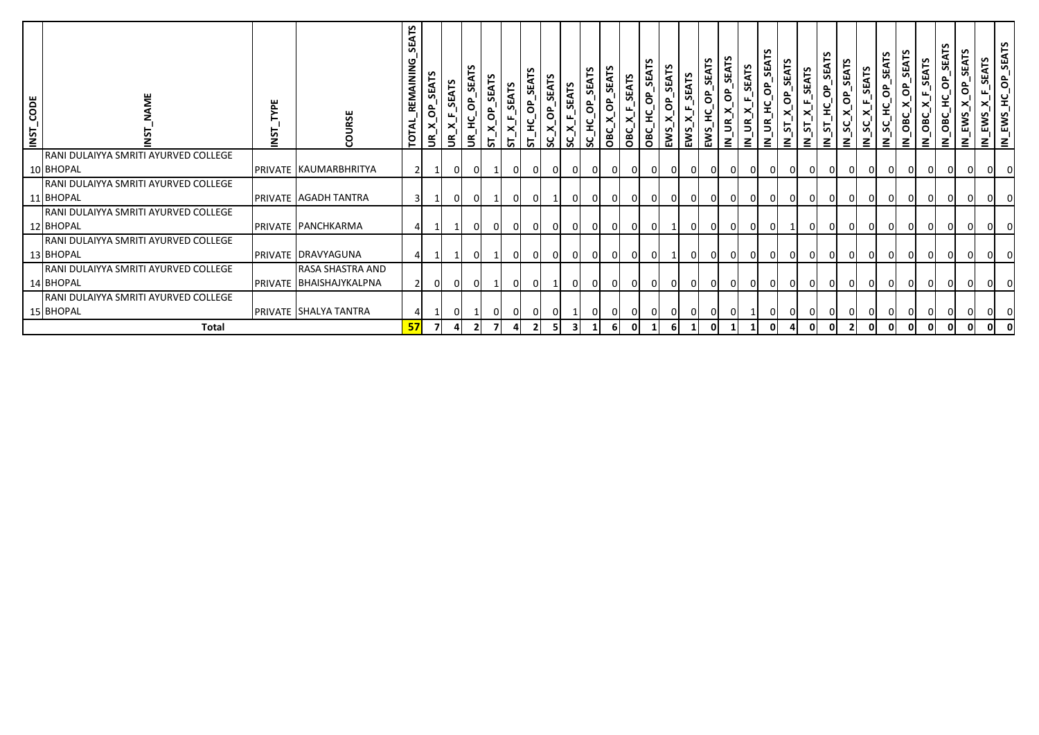| INST_CODE | INST_NAME | INST_TYPE | COURSE | TOTAL_REMAINING_SEATS | UR_X_OP_SEATS | UR_X_F_SEATS | UR_HC_OP_SEATS | ST_X_OP_SEATS | ST_X_F_SEATS | ST_HC_OP_SEATS | SC_X_OP_SEATS | SC_X_F_SEATS | SC_HC_OP_SEATS | OBC_X_OP_SEATS | OBC_X_F_SEATS | OBC_HC_OP_SEATS | EWS_X_OP_SEATS | EWS_X_F_SEATS | EWS_HC_OP_SEATS | IN_UR_X_OP_SEATS | IN_UR_X_F_SEATS | IN_UR_HC_OP_SEATS | IN_ST_X_OP_SEATS | IN_ST_X_F_SEATS | IN_ST_HC_OP_SEATS | IN_SC_X_OP_SEATS | IN_SC_X_F_SEATS | IN_SC_HC_OP_SEATS | IN_OBC_X_OP_SEATS | IN_OBC_X_F_SEATS | IN_OBC_HC_OP_SEATS | IN_EWS_X_OP_SEATS | IN_EWS_X_F_SEATS | IN_EWS_HC_OP_SEATS |
|---|---|---|---|---|---|---|---|---|---|---|---|---|---|---|---|---|---|---|---|---|---|---|---|---|---|---|---|---|---|---|---|---|---|---|
| 10 | RANI DULAIYYA SMRITI AYURVED COLLEGE BHOPAL | PRIVATE | KAUMARBHRITYA | 2 | 1 | 0 | 0 | 1 | 0 | 0 | 0 | 0 | 0 | 0 | 0 | 0 | 0 | 0 | 0 | 0 | 0 | 0 | 0 | 0 | 0 | 0 | 0 | 0 | 0 | 0 | 0 | 0 | 0 | 0 |
| 11 | RANI DULAIYYA SMRITI AYURVED COLLEGE BHOPAL | PRIVATE | AGADH TANTRA | 3 | 1 | 0 | 0 | 1 | 0 | 0 | 1 | 0 | 0 | 0 | 0 | 0 | 0 | 0 | 0 | 0 | 0 | 0 | 0 | 0 | 0 | 0 | 0 | 0 | 0 | 0 | 0 | 0 | 0 | 0 |
| 12 | RANI DULAIYYA SMRITI AYURVED COLLEGE BHOPAL | PRIVATE | PANCHKARMA | 4 | 1 | 1 | 0 | 0 | 0 | 0 | 0 | 0 | 0 | 0 | 0 | 0 | 1 | 0 | 0 | 0 | 0 | 0 | 1 | 0 | 0 | 0 | 0 | 0 | 0 | 0 | 0 | 0 | 0 | 0 |
| 13 | RANI DULAIYYA SMRITI AYURVED COLLEGE BHOPAL | PRIVATE | DRAVYAGUNA | 4 | 1 | 1 | 0 | 1 | 0 | 0 | 0 | 0 | 0 | 0 | 0 | 0 | 1 | 0 | 0 | 0 | 0 | 0 | 0 | 0 | 0 | 0 | 0 | 0 | 0 | 0 | 0 | 0 | 0 | 0 |
| 14 | RANI DULAIYYA SMRITI AYURVED COLLEGE BHOPAL | PRIVATE | RASA SHASTRA AND BHAISHAJYKALPNA | 2 | 0 | 0 | 0 | 1 | 0 | 0 | 1 | 0 | 0 | 0 | 0 | 0 | 0 | 0 | 0 | 0 | 0 | 0 | 0 | 0 | 0 | 0 | 0 | 0 | 0 | 0 | 0 | 0 | 0 | 0 |
| 15 | RANI DULAIYYA SMRITI AYURVED COLLEGE BHOPAL | PRIVATE | SHALYA TANTRA | 4 | 1 | 0 | 1 | 0 | 0 | 0 | 0 | 1 | 0 | 0 | 0 | 0 | 0 | 0 | 0 | 0 | 1 | 0 | 0 | 0 | 0 | 0 | 0 | 0 | 0 | 0 | 0 | 0 | 0 | 0 |
| **Total** | | | | **57** | **7** | **4** | **2** | **7** | **4** | **2** | **5** | **3** | **1** | **6** | **0** | **1** | **6** | **1** | **0** | **1** | **1** | **0** | **4** | **0** | **0** | **2** | **0** | **0** | **0** | **0** | **0** | **0** | **0** | **0** |